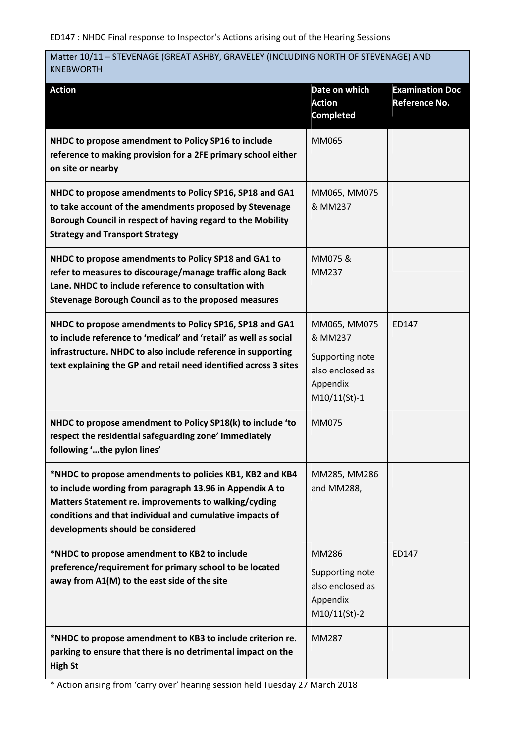ED147 : NHDC Final response to Inspector's Actions arising out of the Hearing Sessions

| Matter 10/11 – STEVENAGE (GREAT ASHBY, GRAVELEY (INCLUDING NORTH OF STEVENAGE) AND KNEBWORTH | | |
|---|---|---|
| **Action** | **Date on which Action Completed** | **Examination Doc Reference No.** |
| **NHDC to propose amendment to Policy SP16 to include reference to making provision for a 2FE primary school either on site or nearby** | MM065 | |
| **NHDC to propose amendments to Policy SP16, SP18 and GA1 to take account of the amendments proposed by Stevenage Borough Council in respect of having regard to the Mobility Strategy and Transport Strategy** | MM065, MM075 & MM237 | |
| **NHDC to propose amendments to Policy SP18 and GA1 to refer to measures to discourage/manage traffic along Back Lane. NHDC to include reference to consultation with Stevenage Borough Council as to the proposed measures** | MM075 & MM237 | |
| **NHDC to propose amendments to Policy SP16, SP18 and GA1 to include reference to 'medical' and 'retail' as well as social infrastructure. NHDC to also include reference in supporting text explaining the GP and retail need identified across 3 sites** | MM065, MM075 & MM237<br><br>Supporting note also enclosed as Appendix M10/11(St)-1 | ED147 |
| **NHDC to propose amendment to Policy SP18(k) to include 'to respect the residential safeguarding zone' immediately following '…the pylon lines'** | MM075 | |
| ***NHDC to propose amendments to policies KB1, KB2 and KB4 to include wording from paragraph 13.96 in Appendix A to Matters Statement re. improvements to walking/cycling conditions and that individual and cumulative impacts of developments should be considered** | MM285, MM286 and MM288, | |
| ***NHDC to propose amendment to KB2 to include preference/requirement for primary school to be located away from A1(M) to the east side of the site** | MM286<br><br>Supporting note also enclosed as Appendix M10/11(St)-2 | ED147 |
| ***NHDC to propose amendment to KB3 to include criterion re. parking to ensure that there is no detrimental impact on the High St** | MM287 | |

* Action arising from 'carry over' hearing session held Tuesday 27 March 2018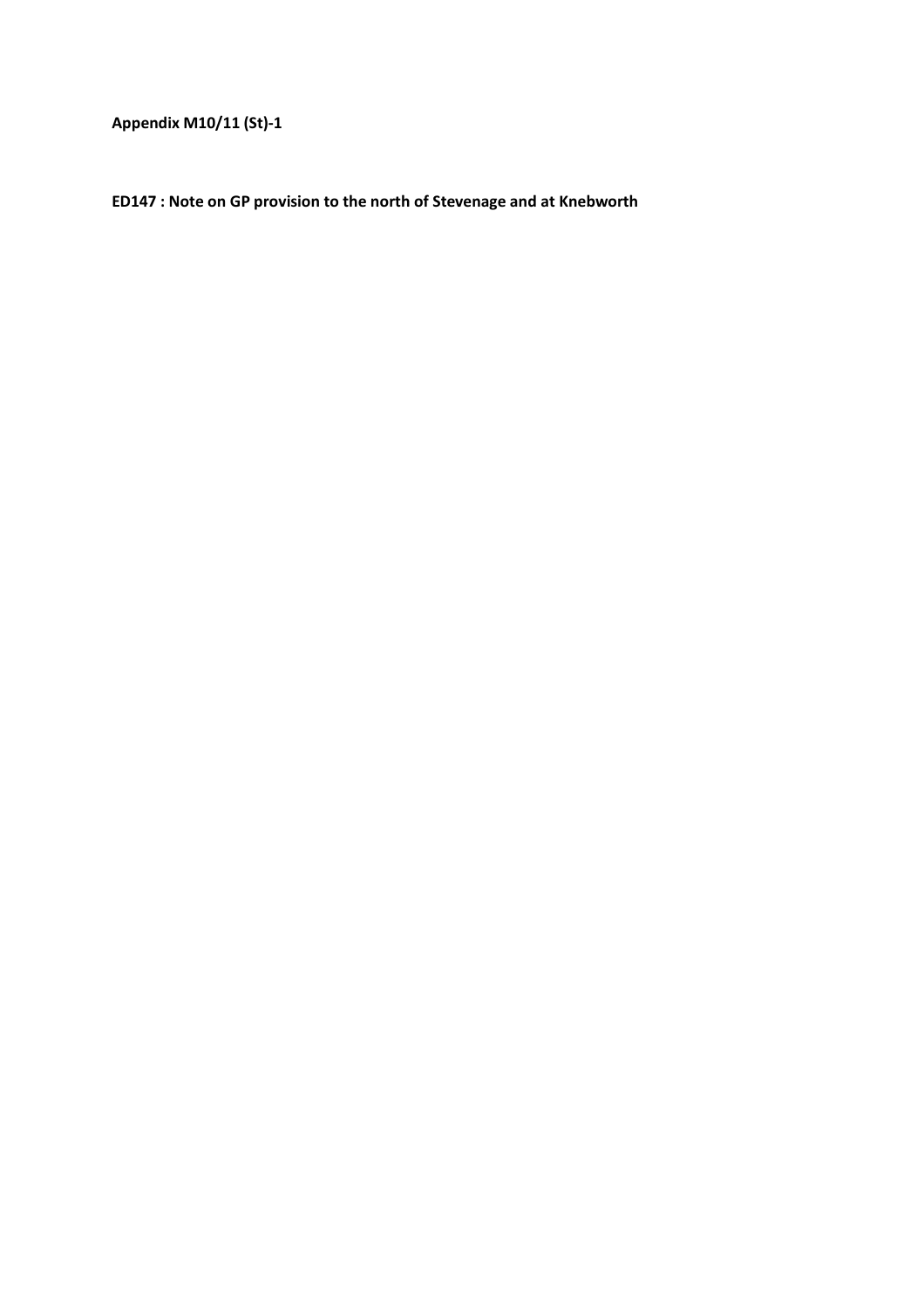**Appendix M10/11 (St)-1**

**ED147 : Note on GP provision to the north of Stevenage and at Knebworth**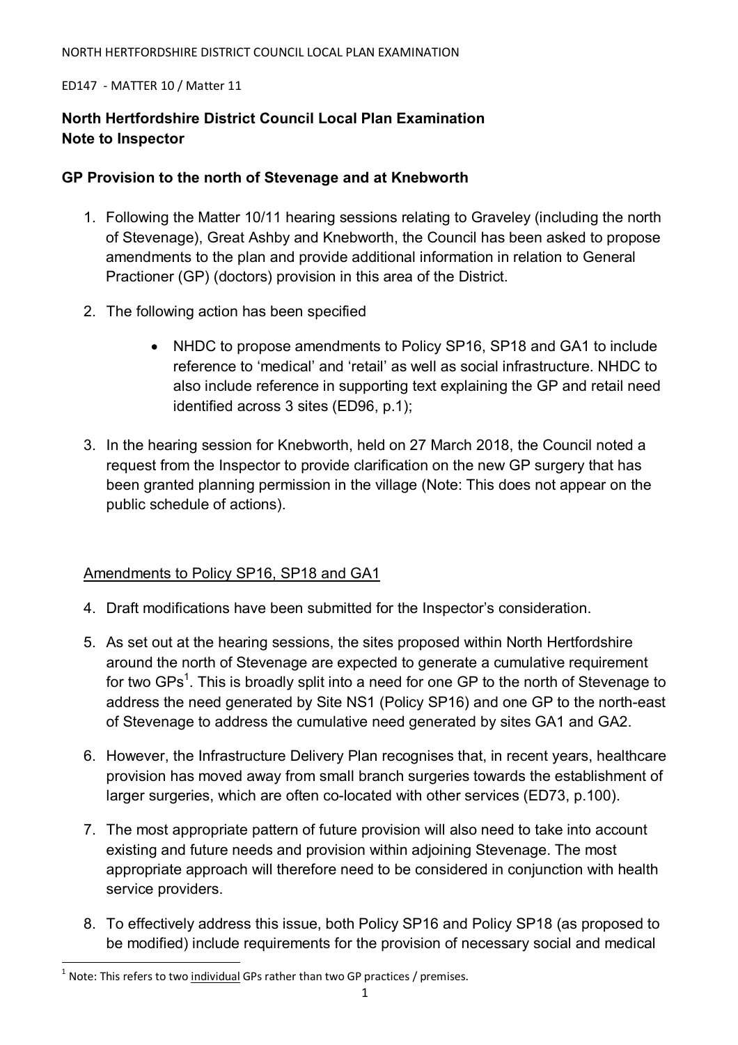NORTH HERTFORDSHIRE DISTRICT COUNCIL LOCAL PLAN EXAMINATION

ED147 - MATTER 10 / Matter 11

**North Hertfordshire District Council Local Plan Examination**
**Note to Inspector**

## GP Provision to the north of Stevenage and at Knebworth

1. Following the Matter 10/11 hearing sessions relating to Graveley (including the north of Stevenage), Great Ashby and Knebworth, the Council has been asked to propose amendments to the plan and provide additional information in relation to General Practioner (GP) (doctors) provision in this area of the District.

2. The following action has been specified

    - NHDC to propose amendments to Policy SP16, SP18 and GA1 to include reference to 'medical' and 'retail' as well as social infrastructure. NHDC to also include reference in supporting text explaining the GP and retail need identified across 3 sites (ED96, p.1);

3. In the hearing session for Knebworth, held on 27 March 2018, the Council noted a request from the Inspector to provide clarification on the new GP surgery that has been granted planning permission in the village (Note: This does not appear on the public schedule of actions).

### Amendments to Policy SP16, SP18 and GA1

4. Draft modifications have been submitted for the Inspector's consideration.

5. As set out at the hearing sessions, the sites proposed within North Hertfordshire around the north of Stevenage are expected to generate a cumulative requirement for two GPs[1]. This is broadly split into a need for one GP to the north of Stevenage to address the need generated by Site NS1 (Policy SP16) and one GP to the north-east of Stevenage to address the cumulative need generated by sites GA1 and GA2.

6. However, the Infrastructure Delivery Plan recognises that, in recent years, healthcare provision has moved away from small branch surgeries towards the establishment of larger surgeries, which are often co-located with other services (ED73, p.100).

7. The most appropriate pattern of future provision will also need to take into account existing and future needs and provision within adjoining Stevenage. The most appropriate approach will therefore need to be considered in conjunction with health service providers.

8. To effectively address this issue, both Policy SP16 and Policy SP18 (as proposed to be modified) include requirements for the provision of necessary social and medical

[1] Note: This refers to two individual GPs rather than two GP practices / premises.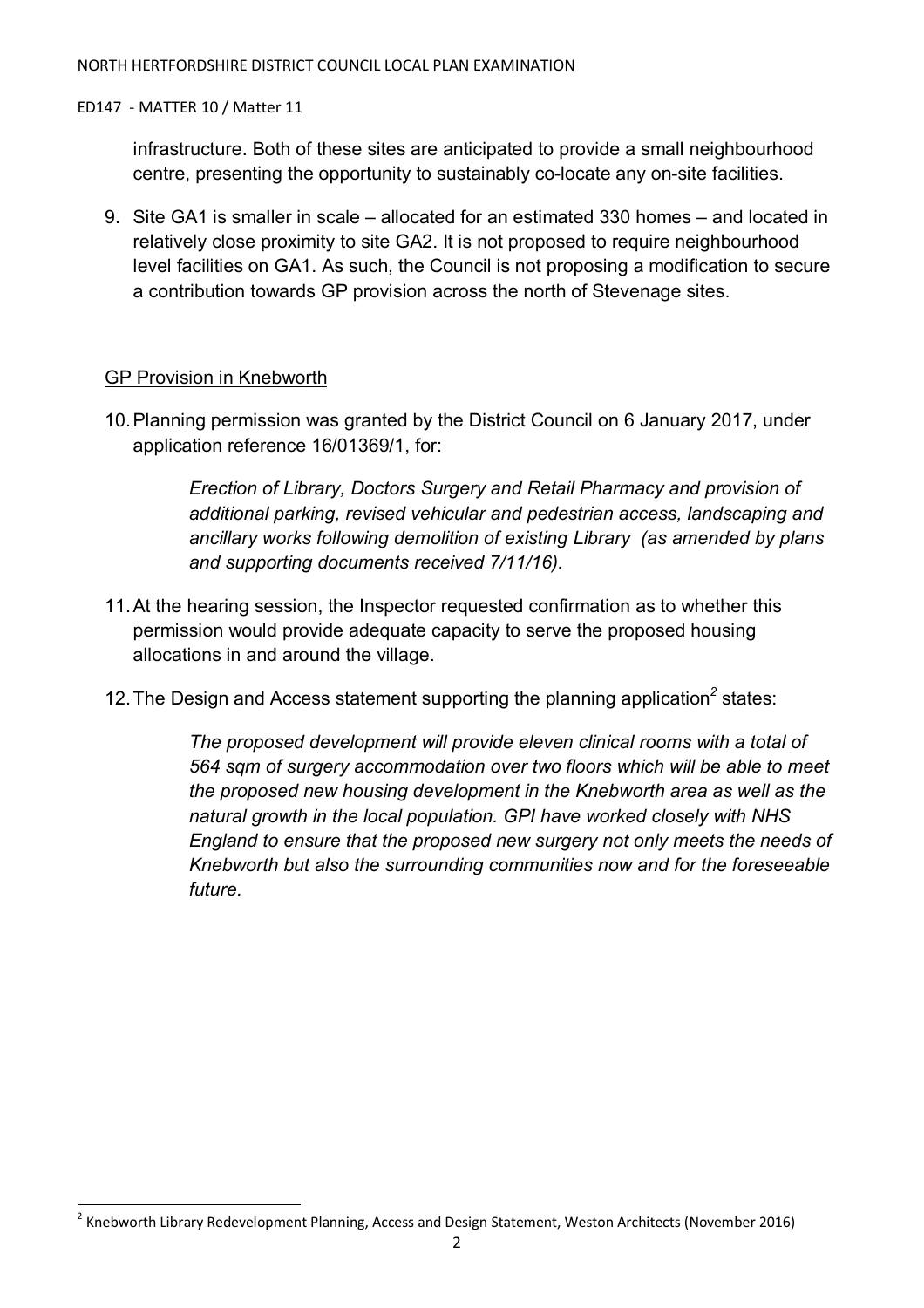infrastructure. Both of these sites are anticipated to provide a small neighbourhood centre, presenting the opportunity to sustainably co-locate any on-site facilities.

9. Site GA1 is smaller in scale – allocated for an estimated 330 homes – and located in relatively close proximity to site GA2. It is not proposed to require neighbourhood level facilities on GA1. As such, the Council is not proposing a modification to secure a contribution towards GP provision across the north of Stevenage sites.

## GP Provision in Knebworth

10. Planning permission was granted by the District Council on 6 January 2017, under application reference 16/01369/1, for:

> *Erection of Library, Doctors Surgery and Retail Pharmacy and provision of additional parking, revised vehicular and pedestrian access, landscaping and ancillary works following demolition of existing Library (as amended by plans and supporting documents received 7/11/16).*

11. At the hearing session, the Inspector requested confirmation as to whether this permission would provide adequate capacity to serve the proposed housing allocations in and around the village.

12. The Design and Access statement supporting the planning application[2] states:

> *The proposed development will provide eleven clinical rooms with a total of 564 sqm of surgery accommodation over two floors which will be able to meet the proposed new housing development in the Knebworth area as well as the natural growth in the local population. GPI have worked closely with NHS England to ensure that the proposed new surgery not only meets the needs of Knebworth but also the surrounding communities now and for the foreseeable future.*

---

[2] Knebworth Library Redevelopment Planning, Access and Design Statement, Weston Architects (November 2016)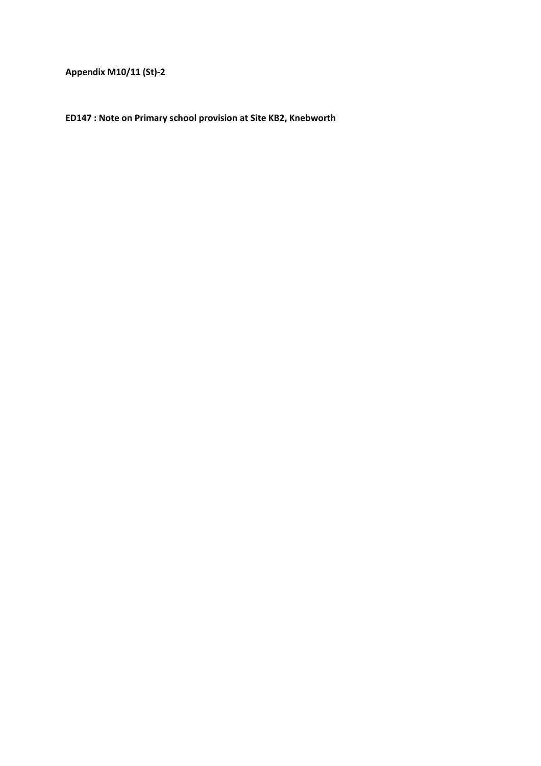**Appendix M10/11 (St)-2**

**ED147 : Note on Primary school provision at Site KB2, Knebworth**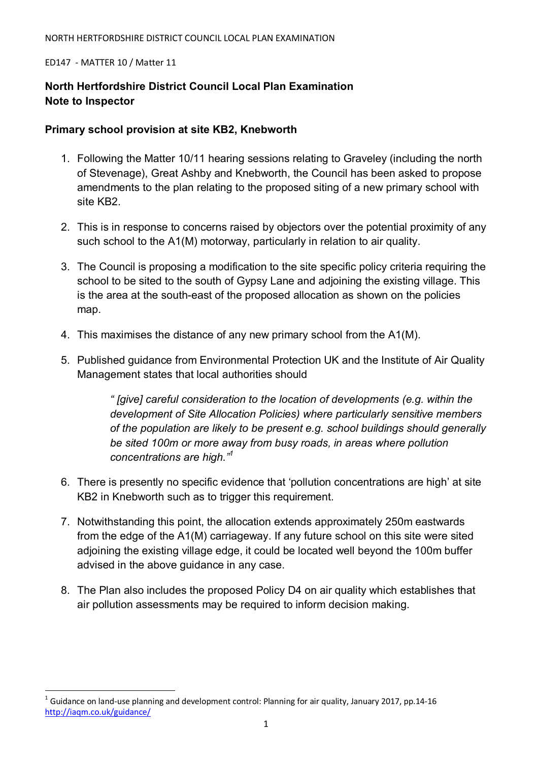NORTH HERTFORDSHIRE DISTRICT COUNCIL LOCAL PLAN EXAMINATION

ED147 - MATTER 10 / Matter 11

**North Hertfordshire District Council Local Plan Examination**
**Note to Inspector**

**Primary school provision at site KB2, Knebworth**

1. Following the Matter 10/11 hearing sessions relating to Graveley (including the north of Stevenage), Great Ashby and Knebworth, the Council has been asked to propose amendments to the plan relating to the proposed siting of a new primary school with site KB2.
2. This is in response to concerns raised by objectors over the potential proximity of any such school to the A1(M) motorway, particularly in relation to air quality.
3. The Council is proposing a modification to the site specific policy criteria requiring the school to be sited to the south of Gypsy Lane and adjoining the existing village. This is the area at the south-east of the proposed allocation as shown on the policies map.
4. This maximises the distance of any new primary school from the A1(M).
5. Published guidance from Environmental Protection UK and the Institute of Air Quality Management states that local authorities should

   > *" [give] careful consideration to the location of developments (e.g. within the development of Site Allocation Policies) where particularly sensitive members of the population are likely to be present e.g. school buildings should generally be sited 100m or more away from busy roads, in areas where pollution concentrations are high."*[1]

6. There is presently no specific evidence that 'pollution concentrations are high' at site KB2 in Knebworth such as to trigger this requirement.
7. Notwithstanding this point, the allocation extends approximately 250m eastwards from the edge of the A1(M) carriageway. If any future school on this site were sited adjoining the existing village edge, it could be located well beyond the 100m buffer advised in the above guidance in any case.
8. The Plan also includes the proposed Policy D4 on air quality which establishes that air pollution assessments may be required to inform decision making.

---

[1] Guidance on land-use planning and development control: Planning for air quality, January 2017, pp.14-16 http://iaqm.co.uk/guidance/